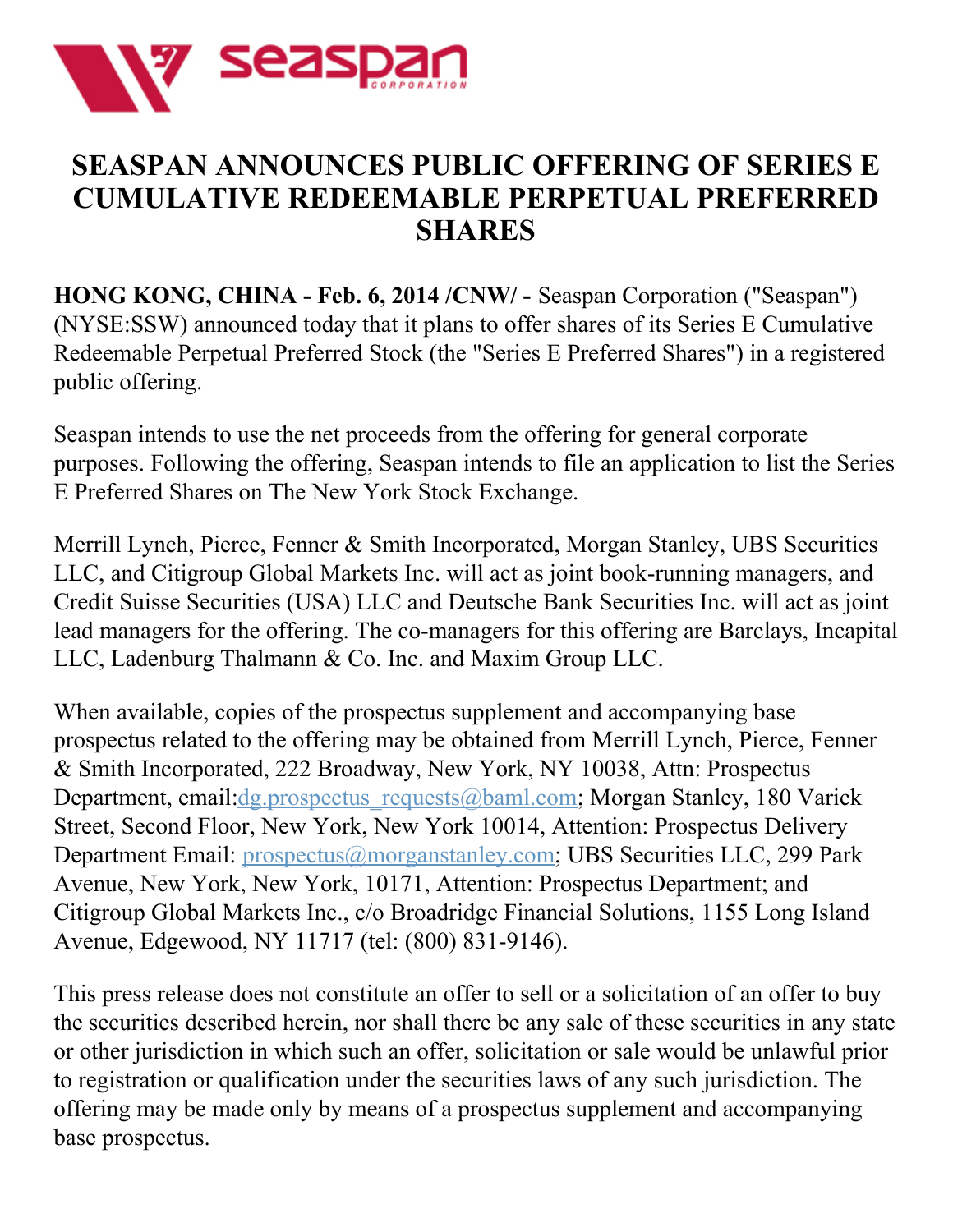# SEASPAN ANNOUNCES PUBLIC OFFERING OF SERIES E CUMULATIVE REDEEMABLE PERPETUAL PREFERRED SHARES

**HONG KONG, CHINA - Feb. 6, 2014 /CNW/ -** Seaspan Corporation ("Seaspan") (NYSE:SSW) announced today that it plans to offer shares of its Series E Cumulative Redeemable Perpetual Preferred Stock (the "Series E Preferred Shares") in a registered public offering.

Seaspan intends to use the net proceeds from the offering for general corporate purposes. Following the offering, Seaspan intends to file an application to list the Series E Preferred Shares on The New York Stock Exchange.

Merrill Lynch, Pierce, Fenner & Smith Incorporated, Morgan Stanley, UBS Securities LLC, and Citigroup Global Markets Inc. will act as joint book-running managers, and Credit Suisse Securities (USA) LLC and Deutsche Bank Securities Inc. will act as joint lead managers for the offering. The co-managers for this offering are Barclays, Incapital LLC, Ladenburg Thalmann & Co. Inc. and Maxim Group LLC.

When available, copies of the prospectus supplement and accompanying base prospectus related to the offering may be obtained from Merrill Lynch, Pierce, Fenner & Smith Incorporated, 222 Broadway, New York, NY 10038, Attn: Prospectus Department, email:dg.prospectus_requests@baml.com; Morgan Stanley, 180 Varick Street, Second Floor, New York, New York 10014, Attention: Prospectus Delivery Department Email: prospectus@morganstanley.com; UBS Securities LLC, 299 Park Avenue, New York, New York, 10171, Attention: Prospectus Department; and Citigroup Global Markets Inc., c/o Broadridge Financial Solutions, 1155 Long Island Avenue, Edgewood, NY 11717 (tel: (800) 831-9146).

This press release does not constitute an offer to sell or a solicitation of an offer to buy the securities described herein, nor shall there be any sale of these securities in any state or other jurisdiction in which such an offer, solicitation or sale would be unlawful prior to registration or qualification under the securities laws of any such jurisdiction. The offering may be made only by means of a prospectus supplement and accompanying base prospectus.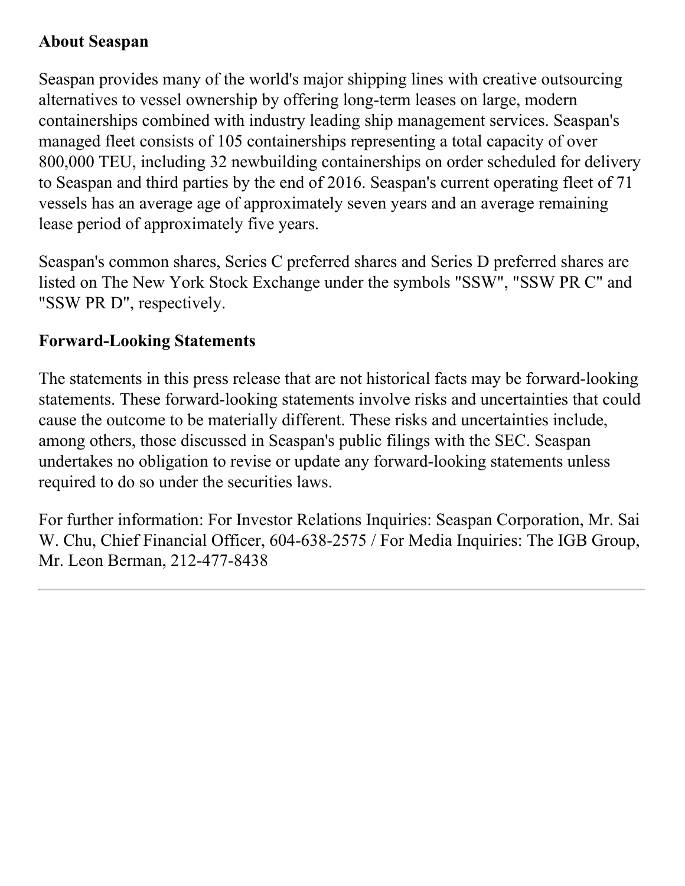## About Seaspan

Seaspan provides many of the world's major shipping lines with creative outsourcing alternatives to vessel ownership by offering long-term leases on large, modern containerships combined with industry leading ship management services. Seaspan's managed fleet consists of 105 containerships representing a total capacity of over 800,000 TEU, including 32 newbuilding containerships on order scheduled for delivery to Seaspan and third parties by the end of 2016. Seaspan's current operating fleet of 71 vessels has an average age of approximately seven years and an average remaining lease period of approximately five years.

Seaspan's common shares, Series C preferred shares and Series D preferred shares are listed on The New York Stock Exchange under the symbols "SSW", "SSW PR C" and "SSW PR D", respectively.

## Forward-Looking Statements

The statements in this press release that are not historical facts may be forward-looking statements. These forward-looking statements involve risks and uncertainties that could cause the outcome to be materially different. These risks and uncertainties include, among others, those discussed in Seaspan's public filings with the SEC. Seaspan undertakes no obligation to revise or update any forward-looking statements unless required to do so under the securities laws.

For further information: For Investor Relations Inquiries: Seaspan Corporation, Mr. Sai W. Chu, Chief Financial Officer, 604-638-2575 / For Media Inquiries: The IGB Group, Mr. Leon Berman, 212-477-8438